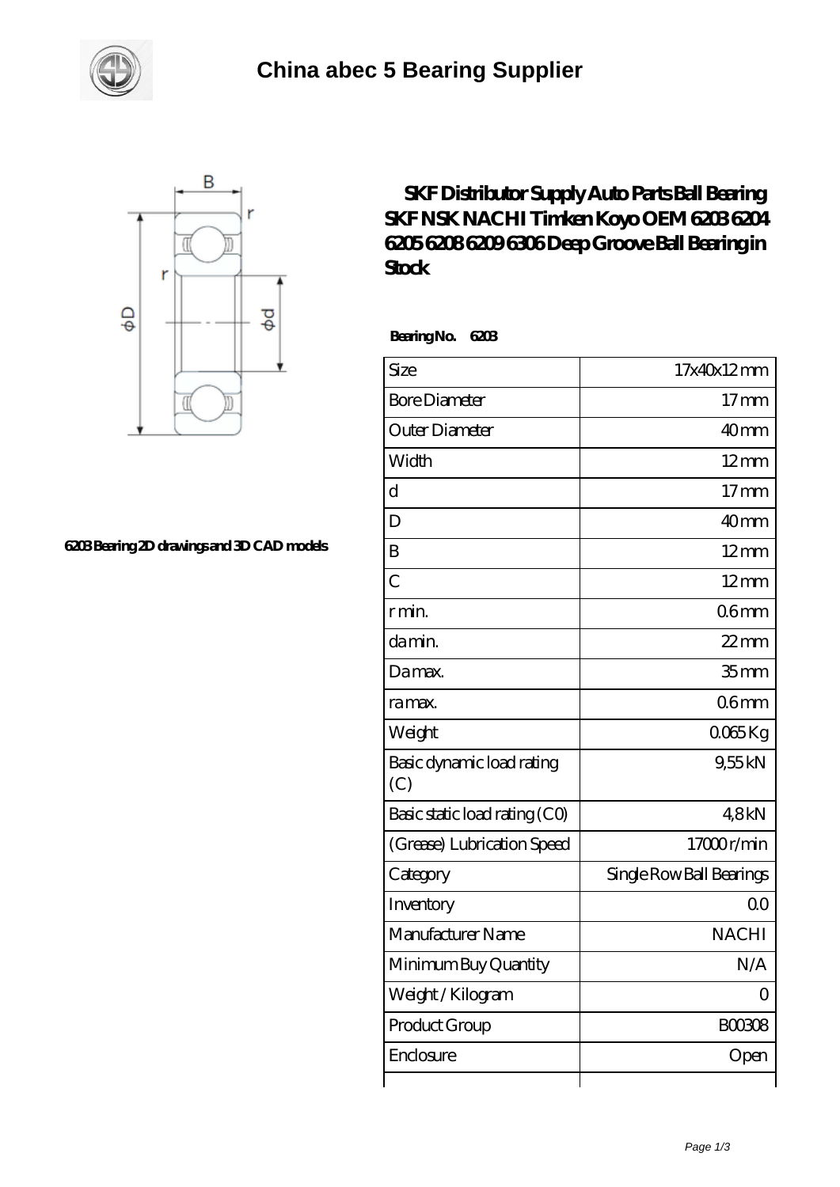# China abec 5 Bearing Supplier

6203 Bearing 2D drawings and 3D CAD models

## SKF Distributor Supply Auto Parts Ball Bearing SKF NSK NACHI Timken Koyo OEM 6203 6204 6205 6208 6209 6306 Deep Groove Ball Bearing in Stock

**Bearing No. 6203**

| Size | 17x40x12 mm |
|---|---|
| Bore Diameter | 17 mm |
| Outer Diameter | 40 mm |
| Width | 12 mm |
| d | 17 mm |
| D | 40 mm |
| B | 12 mm |
| C | 12 mm |
| r min. | 0.6 mm |
| da min. | 22 mm |
| Da max. | 35 mm |
| ra max. | 0.6 mm |
| Weight | 0.065 Kg |
| Basic dynamic load rating (C) | 9,55 kN |
| Basic static load rating (C0) | 4,8 kN |
| (Grease) Lubrication Speed | 17000 r/min |
| Category | Single Row Ball Bearings |
| Inventory | 0.0 |
| Manufacturer Name | NACHI |
| Minimum Buy Quantity | N/A |
| Weight / Kilogram | 0 |
| Product Group | B00308 |
| Enclosure | Open |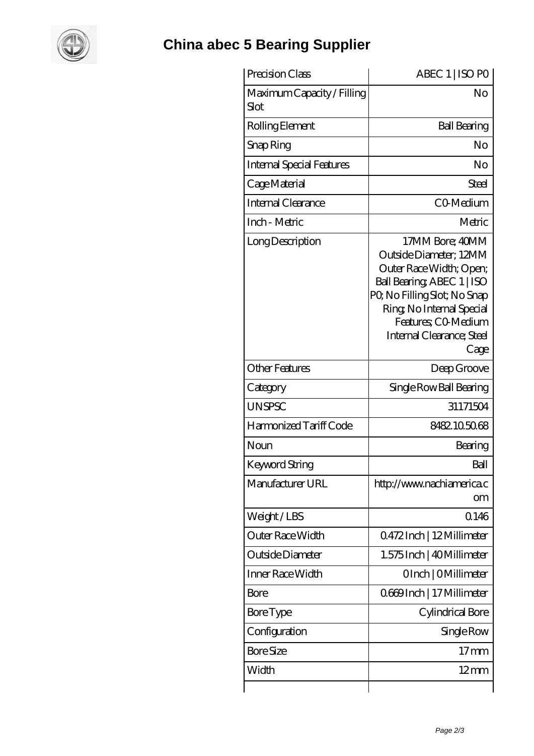# China abec 5 Bearing Supplier

| Precision Class | ABEC 1 \| ISO P0 |
|---|---|
| Maximum Capacity / Filling Slot | No |
| Rolling Element | Ball Bearing |
| Snap Ring | No |
| Internal Special Features | No |
| Cage Material | Steel |
| Internal Clearance | C0-Medium |
| Inch - Metric | Metric |
| Long Description | 17MM Bore; 40MM Outside Diameter; 12MM Outer Race Width; Open; Ball Bearing; ABEC 1 \| ISO P0; No Filling Slot; No Snap Ring; No Internal Special Features; C0-Medium Internal Clearance; Steel Cage |
| Other Features | Deep Groove |
| Category | Single Row Ball Bearing |
| UNSPSC | 31171504 |
| Harmonized Tariff Code | 8482.10.50.68 |
| Noun | Bearing |
| Keyword String | Ball |
| Manufacturer URL | http://www.nachiamerica.com |
| Weight / LBS | 0.146 |
| Outer Race Width | 0.472 Inch \| 12 Millimeter |
| Outside Diameter | 1.575 Inch \| 40 Millimeter |
| Inner Race Width | 0 Inch \| 0 Millimeter |
| Bore | 0.669 Inch \| 17 Millimeter |
| Bore Type | Cylindrical Bore |
| Configuration | Single Row |
| Bore Size | 17 mm |
| Width | 12 mm |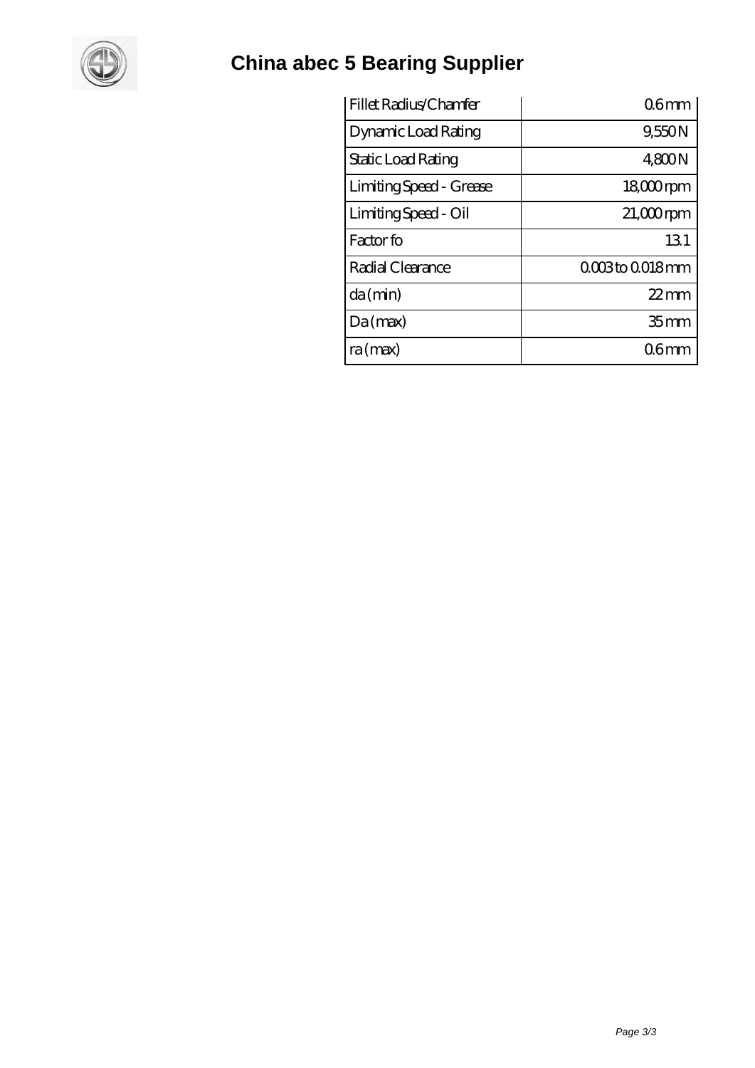# China abec 5 Bearing Supplier

| | |
|---|---|
| Fillet Radius/Chamfer | 0.6 mm |
| Dynamic Load Rating | 9,550 N |
| Static Load Rating | 4,800 N |
| Limiting Speed - Grease | 18,000 rpm |
| Limiting Speed - Oil | 21,000 rpm |
| Factor fo | 13.1 |
| Radial Clearance | 0.003 to 0.018 mm |
| da (min) | 22 mm |
| Da (max) | 35 mm |
| ra (max) | 0.6 mm |